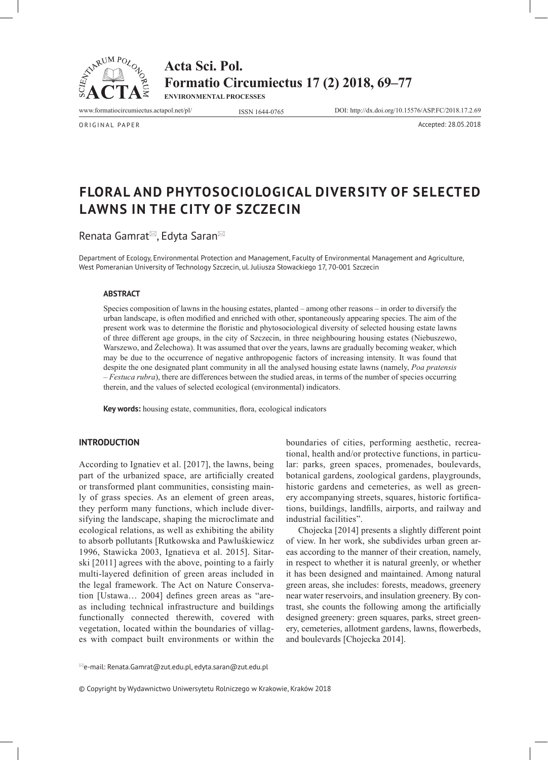ORIGINAL PAPER

Accepted: 28.05.2018

# FLORAL AND PHYTOSOCIOLOGICAL DIVERSITY OF SELECTED LAWNS IN THE CITY OF SZCZECIN

Renata Gamrat, Edyta Saran

Department of Ecology, Environmental Protection and Management, Faculty of Environmental Management and Agriculture, West Pomeranian University of Technology Szczecin, ul. Juliusza Słowackiego 17, 70-001 Szczecin

### ABSTRACT

Species composition of lawns in the housing estates, planted – among other reasons – in order to diversify the urban landscape, is often modified and enriched with other, spontaneously appearing species. The aim of the present work was to determine the floristic and phytosociological diversity of selected housing estate lawns of three different age groups, in the city of Szczecin, in three neighbouring housing estates (Niebuszewo, Warszewo, and Żelechowa). It was assumed that over the years, lawns are gradually becoming weaker, which may be due to the occurrence of negative anthropogenic factors of increasing intensity. It was found that despite the one designated plant community in all the analysed housing estate lawns (namely, *Poa pratensis – Festuca rubra*), there are differences between the studied areas, in terms of the number of species occurring therein, and the values of selected ecological (environmental) indicators.

**Key words:** housing estate, communities, flora, ecological indicators

## INTRODUCTION

According to Ignatiev et al. [2017], the lawns, being part of the urbanized space, are artificially created or transformed plant communities, consisting mainly of grass species. As an element of green areas, they perform many functions, which include diversifying the landscape, shaping the microclimate and ecological relations, as well as exhibiting the ability to absorb pollutants [Rutkowska and Pawluśkiewicz 1996, Stawicka 2003, Ignatieva et al. 2015]. Sitarski [2011] agrees with the above, pointing to a fairly multi-layered definition of green areas included in the legal framework. The Act on Nature Conservation [Ustawa… 2004] defines green areas as "areas including technical infrastructure and buildings functionally connected therewith, covered with vegetation, located within the boundaries of villages with compact built environments or within the boundaries of cities, performing aesthetic, recreational, health and/or protective functions, in particular: parks, green spaces, promenades, boulevards, botanical gardens, zoological gardens, playgrounds, historic gardens and cemeteries, as well as greenery accompanying streets, squares, historic fortifications, buildings, landfills, airports, and railway and industrial facilities".

Chojecka [2014] presents a slightly different point of view. In her work, she subdivides urban green areas according to the manner of their creation, namely, in respect to whether it is natural greenly, or whether it has been designed and maintained. Among natural green areas, she includes: forests, meadows, greenery near water reservoirs, and insulation greenery. By contrast, she counts the following among the artificially designed greenery: green squares, parks, street greenery, cemeteries, allotment gardens, lawns, flowerbeds, and boulevards [Chojecka 2014].

e-mail: Renata.Gamrat@zut.edu.pl, edyta.saran@zut.edu.pl

© Copyright by Wydawnictwo Uniwersytetu Rolniczego w Krakowie, Kraków 2018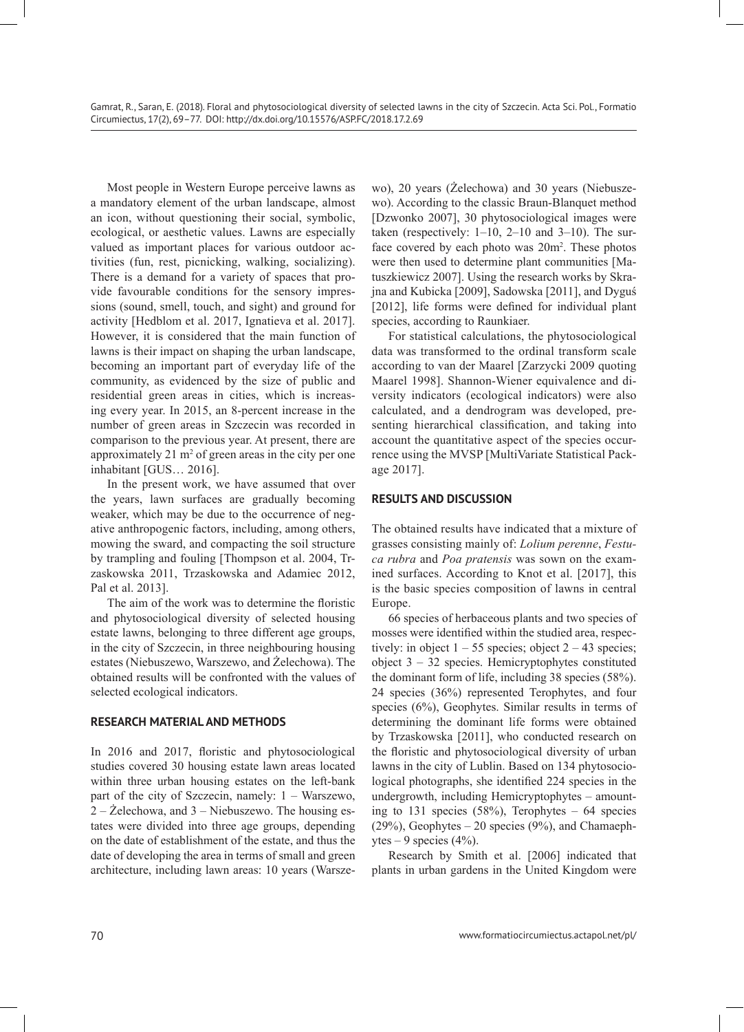Most people in Western Europe perceive lawns as a mandatory element of the urban landscape, almost an icon, without questioning their social, symbolic, ecological, or aesthetic values. Lawns are especially valued as important places for various outdoor activities (fun, rest, picnicking, walking, socializing). There is a demand for a variety of spaces that provide favourable conditions for the sensory impressions (sound, smell, touch, and sight) and ground for activity [Hedblom et al. 2017, Ignatieva et al. 2017]. However, it is considered that the main function of lawns is their impact on shaping the urban landscape, becoming an important part of everyday life of the community, as evidenced by the size of public and residential green areas in cities, which is increasing every year. In 2015, an 8-percent increase in the number of green areas in Szczecin was recorded in comparison to the previous year. At present, there are approximately 21 $m^2$ of green areas in the city per one inhabitant [GUS… 2016].

In the present work, we have assumed that over the years, lawn surfaces are gradually becoming weaker, which may be due to the occurrence of negative anthropogenic factors, including, among others, mowing the sward, and compacting the soil structure by trampling and fouling [Thompson et al. 2004, Trzaskowska 2011, Trzaskowska and Adamiec 2012, Pal et al. 2013].

The aim of the work was to determine the floristic and phytosociological diversity of selected housing estate lawns, belonging to three different age groups, in the city of Szczecin, in three neighbouring housing estates (Niebuszewo, Warszewo, and Żelechowa). The obtained results will be confronted with the values of selected ecological indicators.

## RESEARCH MATERIAL AND METHODS

In 2016 and 2017, floristic and phytosociological studies covered 30 housing estate lawn areas located within three urban housing estates on the left-bank part of the city of Szczecin, namely: 1 – Warszewo, 2 – Żelechowa, and 3 – Niebuszewo. The housing estates were divided into three age groups, depending on the date of establishment of the estate, and thus the date of developing the area in terms of small and green architecture, including lawn areas: 10 years (Warszewo), 20 years (Żelechowa) and 30 years (Niebuszewo). According to the classic Braun-Blanquet method [Dzwonko 2007], 30 phytosociological images were taken (respectively: 1–10, 2–10 and 3–10). The surface covered by each photo was 20m$^2$. These photos were then used to determine plant communities [Matuszkiewicz 2007]. Using the research works by Skrajna and Kubicka [2009], Sadowska [2011], and Dyguś [2012], life forms were defined for individual plant species, according to Raunkiaer.

For statistical calculations, the phytosociological data was transformed to the ordinal transform scale according to van der Maarel [Zarzycki 2009 quoting Maarel 1998]. Shannon-Wiener equivalence and diversity indicators (ecological indicators) were also calculated, and a dendrogram was developed, presenting hierarchical classification, and taking into account the quantitative aspect of the species occurrence using the MVSP [MultiVariate Statistical Package 2017].

## RESULTS AND DISCUSSION

The obtained results have indicated that a mixture of grasses consisting mainly of: *Lolium perenne*, *Festuca rubra* and *Poa pratensis* was sown on the examined surfaces. According to Knot et al. [2017], this is the basic species composition of lawns in central Europe.

66 species of herbaceous plants and two species of mosses were identified within the studied area, respectively: in object 1 – 55 species; object 2 – 43 species; object 3 – 32 species. Hemicryptophytes constituted the dominant form of life, including 38 species (58%). 24 species (36%) represented Terophytes, and four species (6%), Geophytes. Similar results in terms of determining the dominant life forms were obtained by Trzaskowska [2011], who conducted research on the floristic and phytosociological diversity of urban lawns in the city of Lublin. Based on 134 phytosociological photographs, she identified 224 species in the undergrowth, including Hemicryptophytes – amounting to 131 species (58%), Terophytes – 64 species (29%), Geophytes – 20 species (9%), and Chamaephytes – 9 species (4%).

Research by Smith et al. [2006] indicated that plants in urban gardens in the United Kingdom were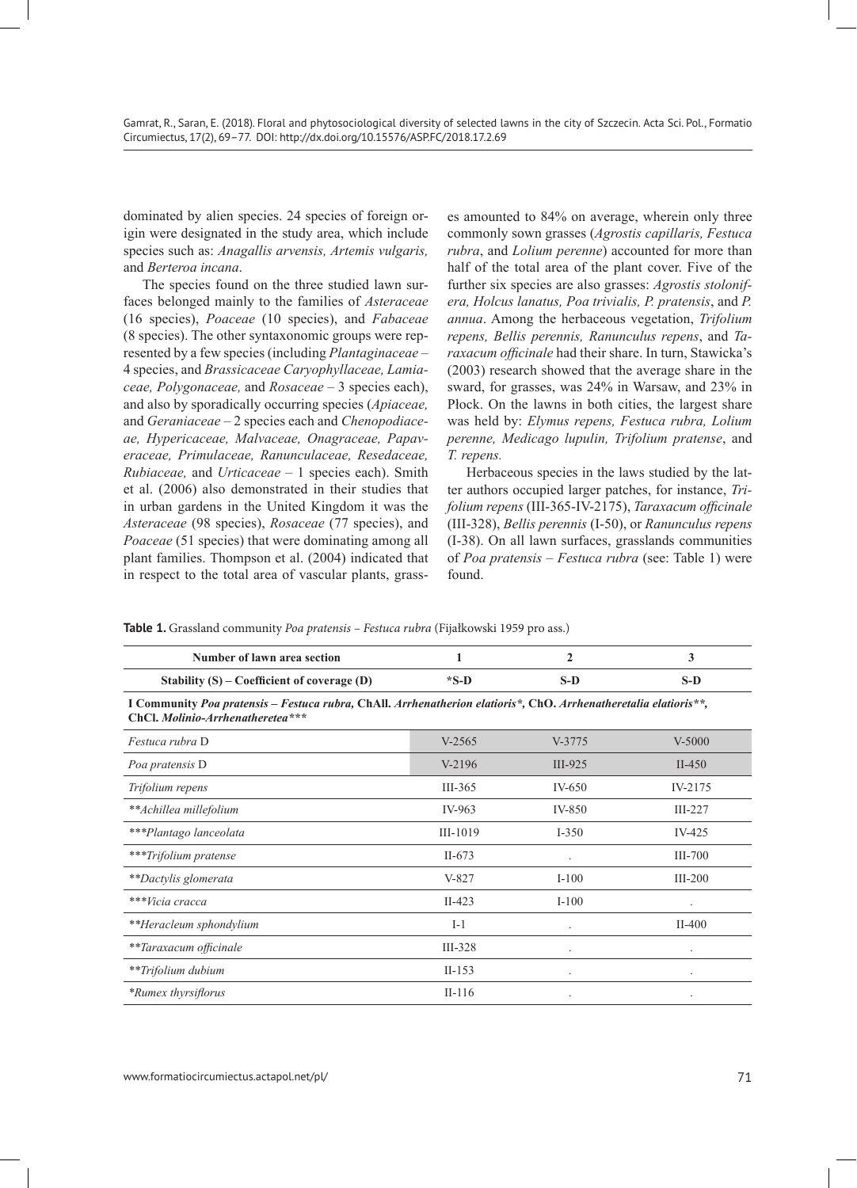dominated by alien species. 24 species of foreign origin were designated in the study area, which include species such as: *Anagallis arvensis, Artemis vulgaris,* and *Berteroa incana*.

The species found on the three studied lawn surfaces belonged mainly to the families of *Asteraceae* (16 species), *Poaceae* (10 species), and *Fabaceae* (8 species). The other syntaxonomic groups were represented by a few species (including *Plantaginaceae* – 4 species, and *Brassicaceae Caryophyllaceae, Lamiaceae, Polygonaceae,* and *Rosaceae* – 3 species each), and also by sporadically occurring species (*Apiaceae,* and *Geraniaceae* – 2 species each and *Chenopodiaceae, Hypericaceae, Malvaceae, Onagraceae, Papaveraceae, Primulaceae, Ranunculaceae, Resedaceae, Rubiaceae,* and *Urticaceae* – 1 species each). Smith et al. (2006) also demonstrated in their studies that in urban gardens in the United Kingdom it was the *Asteraceae* (98 species), *Rosaceae* (77 species), and *Poaceae* (51 species) that were dominating among all plant families. Thompson et al. (2004) indicated that in respect to the total area of vascular plants, grasses amounted to 84% on average, wherein only three commonly sown grasses (*Agrostis capillaris, Festuca rubra*, and *Lolium perenne*) accounted for more than half of the total area of the plant cover. Five of the further six species are also grasses: *Agrostis stolonifera, Holcus lanatus, Poa trivialis, P. pratensis*, and *P. annua*. Among the herbaceous vegetation, *Trifolium repens, Bellis perennis, Ranunculus repens*, and *Taraxacum officinale* had their share. In turn, Stawicka's (2003) research showed that the average share in the sward, for grasses, was 24% in Warsaw, and 23% in Płock. On the lawns in both cities, the largest share was held by: *Elymus repens, Festuca rubra, Lolium perenne, Medicago lupulin, Trifolium pratense*, and *T. repens.*

Herbaceous species in the laws studied by the latter authors occupied larger patches, for instance, *Trifolium repens* (III-365-IV-2175), *Taraxacum officinale* (III-328), *Bellis perennis* (I-50), or *Ranunculus repens* (I-38). On all lawn surfaces, grasslands communities of *Poa pratensis – Festuca rubra* (see: Table 1) were found.

**Table 1.** Grassland community *Poa pratensis – Festuca rubra* (Fijałkowski 1959 pro ass.)

| Number of lawn area section | 1 | 2 | 3 |
|---|---|---|---|
| **Stability (S) – Coefficient of coverage (D)** | ***S-D** | **S-D** | **S-D** |
| **I Community *Poa pratensis – Festuca rubra,* ChAll. *Arrhenatherion elatioris*\*, ChO. *Arrhenatheretalia elatioris*\*\*, ChCl. *Molinio-Arrhenatheretea*\*\*\*** | | | |
| *Festuca rubra* D | V-2565 | V-3775 | V-5000 |
| *Poa pratensis* D | V-2196 | III-925 | II-450 |
| *Trifolium repens* | III-365 | IV-650 | IV-2175 |
| \*\**Achillea millefolium* | IV-963 | IV-850 | III-227 |
| \*\*\**Plantago lanceolata* | III-1019 | I-350 | IV-425 |
| \*\*\**Trifolium pratense* | II-673 | . | III-700 |
| \*\**Dactylis glomerata* | V-827 | I-100 | III-200 |
| \*\*\**Vicia cracca* | II-423 | I-100 | . |
| \*\**Heracleum sphondylium* | I-1 | . | II-400 |
| \*\**Taraxacum officinale* | III-328 | . | . |
| \*\**Trifolium dubium* | II-153 | . | . |
| \**Rumex thyrsiflorus* | II-116 | . | . |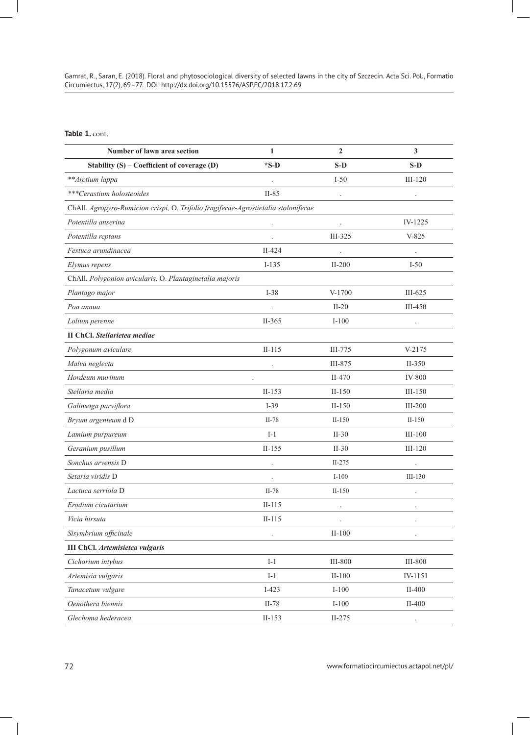**Table 1.** cont.

| Number of lawn area section | 1 | 2 | 3 |
|---|---|---|---|
| Stability (S) – Coefficient of coverage (D) | *S-D | S-D | S-D |
| ***Arctium lappa* | . | I-50 | III-120 |
| ****Cerastium holosteoides* | II-85 | . | . |
| ChAll. *Agropyro-Rumicion crispi,* O. *Trifolio fragiferae-Agrostietalia stoloniferae* | | | |
| *Potentilla anserina* | . | . | IV-1225 |
| *Potentilla reptans* | . | III-325 | V-825 |
| *Festuca arundinacea* | II-424 | . | . |
| *Elymus repens* | I-135 | II-200 | I-50 |
| ChAll. *Polygonion avicularis,* O. *Plantaginetalia majoris* | | | |
| *Plantago major* | I-38 | V-1700 | III-625 |
| *Poa annua* | . | II-20 | III-450 |
| *Lolium perenne* | II-365 | I-100 | . |
| **II ChCl. *Stellarietea mediae*** | | | |
| *Polygonum aviculare* | II-115 | III-775 | V-2175 |
| *Malva neglecta* | . | III-875 | II-350 |
| *Hordeum murinum* | . | II-470 | IV-800 |
| *Stellaria media* | II-153 | II-150 | III-150 |
| *Galinsoga parviflora* | I-39 | II-150 | III-200 |
| *Bryum argenteum* d D | II-78 | II-150 | II-150 |
| *Lamium purpureum* | I-1 | II-30 | III-100 |
| *Geranium pusillum* | II-155 | II-30 | III-120 |
| *Sonchus arvensis* D | . | II-275 | . |
| *Setaria viridis* D | . | I-100 | III-130 |
| *Lactuca serriola* D | II-78 | II-150 | . |
| *Erodium cicutarium* | II-115 | . | . |
| *Vicia hirsuta* | II-115 | . | . |
| *Sisymbrium officinale* | . | II-100 | . |
| **III ChCl. *Artemisietea vulgaris*** | | | |
| *Cichorium intybus* | I-1 | III-800 | III-800 |
| *Artemisia vulgaris* | I-1 | II-100 | IV-1151 |
| *Tanacetum vulgare* | I-423 | I-100 | II-400 |
| *Oenothera biennis* | II-78 | I-100 | II-400 |
| *Glechoma hederacea* | II-153 | II-275 | . |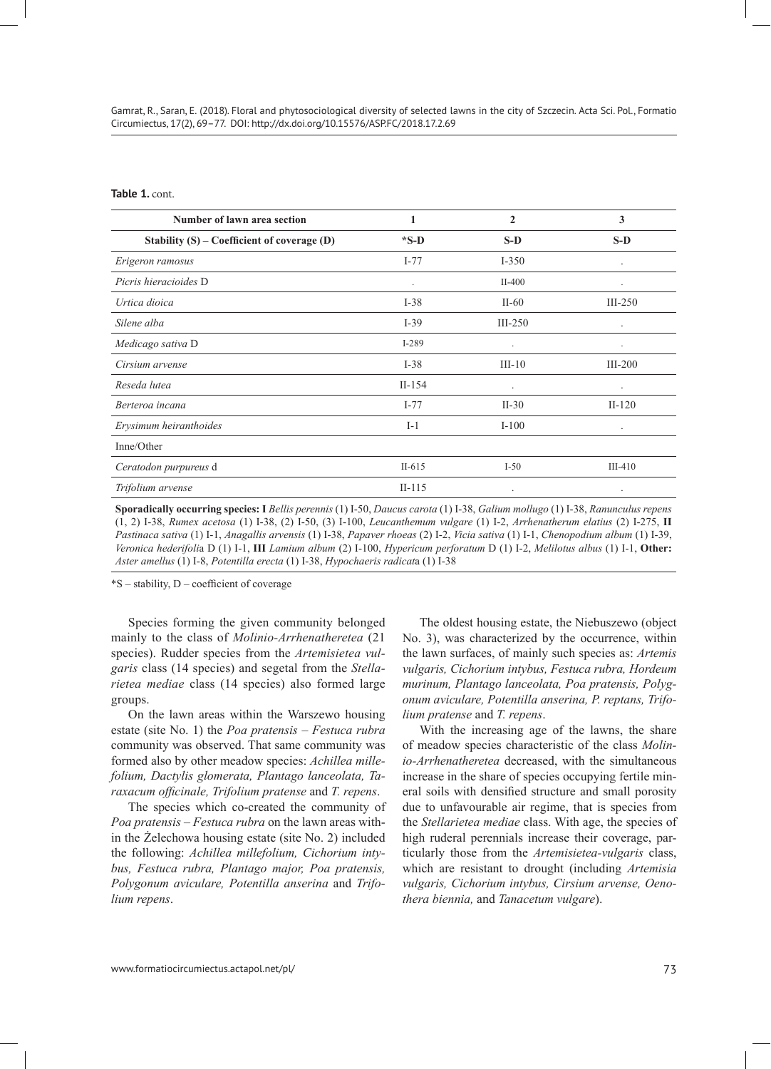**Table 1.** cont.

| Number of lawn area section | 1 | 2 | 3 |
|---|---|---|---|
| Stability (S) – Coefficient of coverage (D) | *S-D | S-D | S-D |
| *Erigeron ramosus* | I-77 | I-350 | . |
| *Picris hieracioides* D | . | II-400 | . |
| *Urtica dioica* | I-38 | II-60 | III-250 |
| *Silene alba* | I-39 | III-250 | . |
| *Medicago sativa* D | I-289 | . | . |
| *Cirsium arvense* | I-38 | III-10 | III-200 |
| *Reseda lutea* | II-154 | . | . |
| *Berteroa incana* | I-77 | II-30 | II-120 |
| *Erysimum heiranthoides* | I-1 | I-100 | . |
| Inne/Other | | | |
| *Ceratodon purpureus* d | II-615 | I-50 | III-410 |
| *Trifolium arvense* | II-115 | . | . |

**Sporadically occurring species: I** *Bellis perennis* (1) I-50, *Daucus carota* (1) I-38, *Galium mollugo* (1) I-38, *Ranunculus repens* (1, 2) I-38, *Rumex acetosa* (1) I-38, (2) I-50, (3) I-100, *Leucanthemum vulgare* (1) I-2, *Arrhenatherum elatius* (2) I-275, **II** *Pastinaca sativa* (1) I-1, *Anagallis arvensis* (1) I-38, *Papaver rhoeas* (2) I-2, *Vicia sativa* (1) I-1, *Chenopodium album* (1) I-39, *Veronica hederifolia* D (1) I-1, **III** *Lamium album* (2) I-100, *Hypericum perforatum* D (1) I-2, *Melilotus albus* (1) I-1, **Other:** *Aster amellus* (1) I-8, *Potentilla erecta* (1) I-38, *Hypochaeris radicata* (1) I-38

*S – stability, D – coefficient of coverage

Species forming the given community belonged mainly to the class of *Molinio-Arrhenatheretea* (21 species). Rudder species from the *Artemisietea vulgaris* class (14 species) and segetal from the *Stellarietea mediae* class (14 species) also formed large groups.

On the lawn areas within the Warszewo housing estate (site No. 1) the *Poa pratensis – Festuca rubra* community was observed. That same community was formed also by other meadow species: *Achillea millefolium, Dactylis glomerata, Plantago lanceolata, Taraxacum officinale, Trifolium pratense* and *T. repens*.

The species which co-created the community of *Poa pratensis – Festuca rubra* on the lawn areas within the Żelechowa housing estate (site No. 2) included the following: *Achillea millefolium, Cichorium intybus, Festuca rubra, Plantago major, Poa pratensis, Polygonum aviculare, Potentilla anserina* and *Trifolium repens*.

The oldest housing estate, the Niebuszewo (object No. 3), was characterized by the occurrence, within the lawn surfaces, of mainly such species as: *Artemis vulgaris, Cichorium intybus, Festuca rubra, Hordeum murinum, Plantago lanceolata, Poa pratensis, Polygonum aviculare, Potentilla anserina, P. reptans, Trifolium pratense* and *T. repens*.

With the increasing age of the lawns, the share of meadow species characteristic of the class *Molinio-Arrhenatheretea* decreased, with the simultaneous increase in the share of species occupying fertile mineral soils with densified structure and small porosity due to unfavourable air regime, that is species from the *Stellarietea mediae* class. With age, the species of high ruderal perennials increase their coverage, particularly those from the *Artemisietea-vulgaris* class, which are resistant to drought (including *Artemisia vulgaris, Cichorium intybus, Cirsium arvense, Oenothera biennia,* and *Tanacetum vulgare*).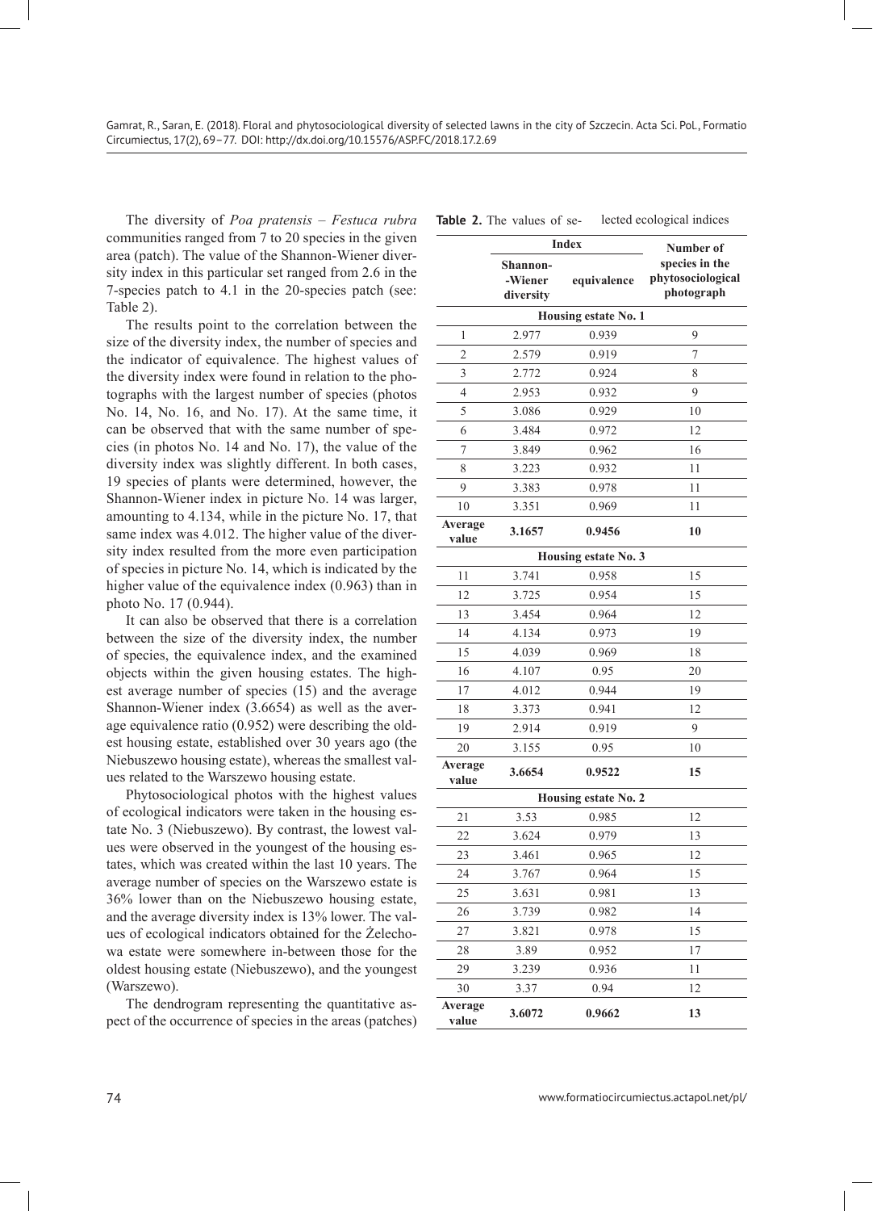The diversity of *Poa pratensis* – *Festuca rubra* communities ranged from 7 to 20 species in the given area (patch). The value of the Shannon-Wiener diversity index in this particular set ranged from 2.6 in the 7-species patch to 4.1 in the 20-species patch (see: Table 2).

The results point to the correlation between the size of the diversity index, the number of species and the indicator of equivalence. The highest values of the diversity index were found in relation to the photographs with the largest number of species (photos No. 14, No. 16, and No. 17). At the same time, it can be observed that with the same number of species (in photos No. 14 and No. 17), the value of the diversity index was slightly different. In both cases, 19 species of plants were determined, however, the Shannon-Wiener index in picture No. 14 was larger, amounting to 4.134, while in the picture No. 17, that same index was 4.012. The higher value of the diversity index resulted from the more even participation of species in picture No. 14, which is indicated by the higher value of the equivalence index (0.963) than in photo No. 17 (0.944).

It can also be observed that there is a correlation between the size of the diversity index, the number of species, the equivalence index, and the examined objects within the given housing estates. The highest average number of species (15) and the average Shannon-Wiener index (3.6654) as well as the average equivalence ratio (0.952) were describing the oldest housing estate, established over 30 years ago (the Niebuszewo housing estate), whereas the smallest values related to the Warszewo housing estate.

Phytosociological photos with the highest values of ecological indicators were taken in the housing estate No. 3 (Niebuszewo). By contrast, the lowest values were observed in the youngest of the housing estates, which was created within the last 10 years. The average number of species on the Warszewo estate is 36% lower than on the Niebuszewo housing estate, and the average diversity index is 13% lower. The values of ecological indicators obtained for the Żelechowa estate were somewhere in-between those for the oldest housing estate (Niebuszewo), and the youngest (Warszewo).

The dendrogram representing the quantitative aspect of the occurrence of species in the areas (patches)

**Table 2.** The values of selected ecological indices

| | Index | | Number of species in the phytosociological photograph |
|---|---|---|---|
| | Shannon--Wiener diversity | equivalence | |
| **Housing estate No. 1** | | | |
| 1 | 2.977 | 0.939 | 9 |
| 2 | 2.579 | 0.919 | 7 |
| 3 | 2.772 | 0.924 | 8 |
| 4 | 2.953 | 0.932 | 9 |
| 5 | 3.086 | 0.929 | 10 |
| 6 | 3.484 | 0.972 | 12 |
| 7 | 3.849 | 0.962 | 16 |
| 8 | 3.223 | 0.932 | 11 |
| 9 | 3.383 | 0.978 | 11 |
| 10 | 3.351 | 0.969 | 11 |
| **Average value** | **3.1657** | **0.9456** | **10** |
| **Housing estate No. 3** | | | |
| 11 | 3.741 | 0.958 | 15 |
| 12 | 3.725 | 0.954 | 15 |
| 13 | 3.454 | 0.964 | 12 |
| 14 | 4.134 | 0.973 | 19 |
| 15 | 4.039 | 0.969 | 18 |
| 16 | 4.107 | 0.95 | 20 |
| 17 | 4.012 | 0.944 | 19 |
| 18 | 3.373 | 0.941 | 12 |
| 19 | 2.914 | 0.919 | 9 |
| 20 | 3.155 | 0.95 | 10 |
| **Average value** | **3.6654** | **0.9522** | **15** |
| **Housing estate No. 2** | | | |
| 21 | 3.53 | 0.985 | 12 |
| 22 | 3.624 | 0.979 | 13 |
| 23 | 3.461 | 0.965 | 12 |
| 24 | 3.767 | 0.964 | 15 |
| 25 | 3.631 | 0.981 | 13 |
| 26 | 3.739 | 0.982 | 14 |
| 27 | 3.821 | 0.978 | 15 |
| 28 | 3.89 | 0.952 | 17 |
| 29 | 3.239 | 0.936 | 11 |
| 30 | 3.37 | 0.94 | 12 |
| **Average value** | **3.6072** | **0.9662** | **13** |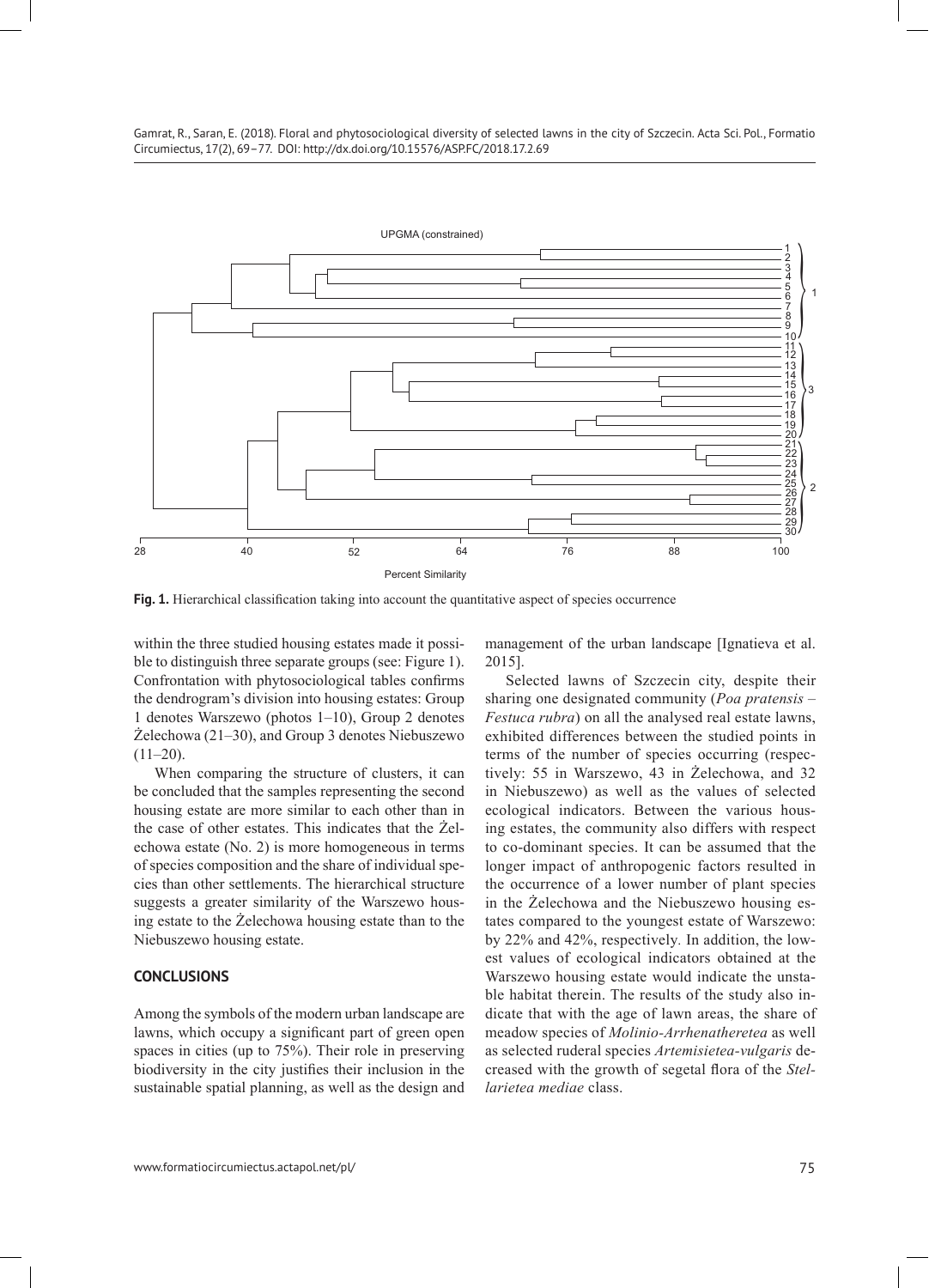**Fig. 1.** Hierarchical classification taking into account the quantitative aspect of species occurrence

within the three studied housing estates made it possible to distinguish three separate groups (see: Figure 1). Confrontation with phytosociological tables confirms the dendrogram's division into housing estates: Group 1 denotes Warszewo (photos 1–10), Group 2 denotes Żelechowa (21–30), and Group 3 denotes Niebuszewo (11–20).

When comparing the structure of clusters, it can be concluded that the samples representing the second housing estate are more similar to each other than in the case of other estates. This indicates that the Żelechowa estate (No. 2) is more homogeneous in terms of species composition and the share of individual species than other settlements. The hierarchical structure suggests a greater similarity of the Warszewo housing estate to the Żelechowa housing estate than to the Niebuszewo housing estate.

## CONCLUSIONS

Among the symbols of the modern urban landscape are lawns, which occupy a significant part of green open spaces in cities (up to 75%). Their role in preserving biodiversity in the city justifies their inclusion in the sustainable spatial planning, as well as the design and management of the urban landscape [Ignatieva et al. 2015].

Selected lawns of Szczecin city, despite their sharing one designated community (*Poa pratensis – Festuca rubra*) on all the analysed real estate lawns, exhibited differences between the studied points in terms of the number of species occurring (respectively: 55 in Warszewo, 43 in Żelechowa, and 32 in Niebuszewo) as well as the values of selected ecological indicators. Between the various housing estates, the community also differs with respect to co-dominant species. It can be assumed that the longer impact of anthropogenic factors resulted in the occurrence of a lower number of plant species in the Żelechowa and the Niebuszewo housing estates compared to the youngest estate of Warszewo: by 22% and 42%, respectively. In addition, the lowest values of ecological indicators obtained at the Warszewo housing estate would indicate the unstable habitat therein. The results of the study also indicate that with the age of lawn areas, the share of meadow species of *Molinio-Arrhenatheretea* as well as selected ruderal species *Artemisietea-vulgaris* decreased with the growth of segetal flora of the *Stellarietea mediae* class.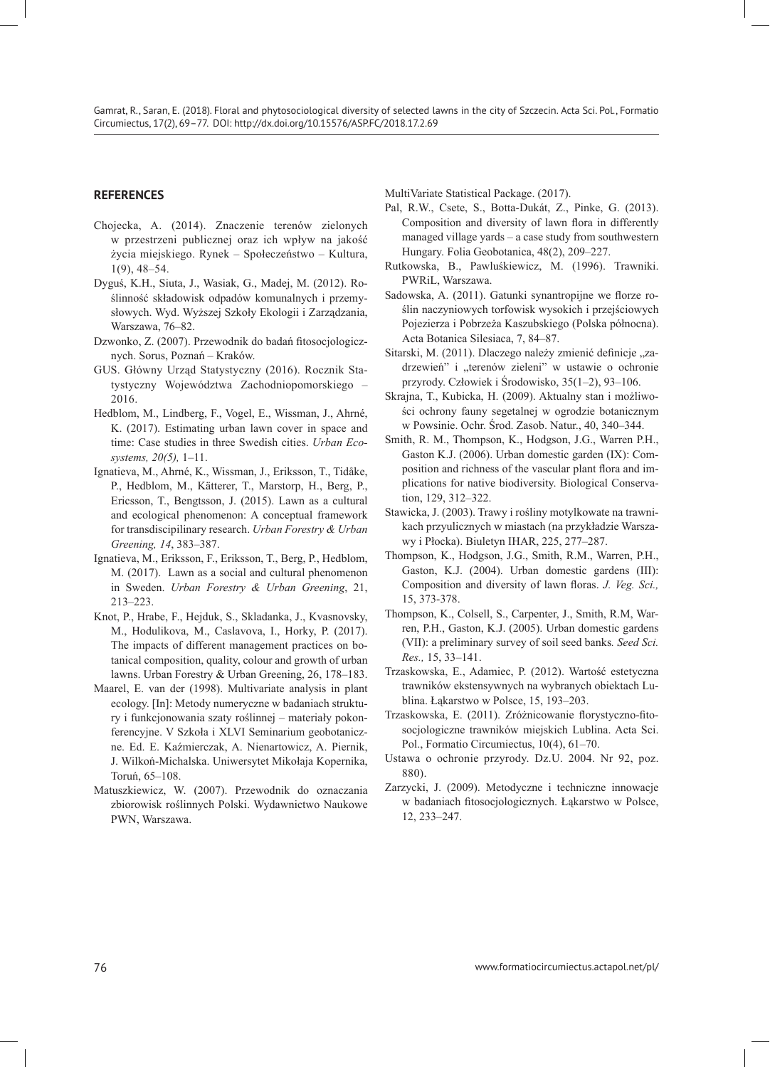## REFERENCES

Chojecka, A. (2014). Znaczenie terenów zielonych w przestrzeni publicznej oraz ich wpływ na jakość życia miejskiego. Rynek – Społeczeństwo – Kultura, 1(9), 48–54.

Dyguś, K.H., Siuta, J., Wasiak, G., Madej, M. (2012). Roślinność składowisk odpadów komunalnych i przemysłowych. Wyd. Wyższej Szkoły Ekologii i Zarządzania, Warszawa, 76–82.

Dzwonko, Z. (2007). Przewodnik do badań fitosocjologicznych. Sorus, Poznań – Kraków.

GUS. Główny Urząd Statystyczny (2016). Rocznik Statystyczny Województwa Zachodniopomorskiego – 2016.

Hedblom, M., Lindberg, F., Vogel, E., Wissman, J., Ahrné, K. (2017). Estimating urban lawn cover in space and time: Case studies in three Swedish cities. *Urban Ecosystems, 20(5),* 1–11.

Ignatieva, M., Ahrné, K., Wissman, J., Eriksson, T., Tidåke, P., Hedblom, M., Kätterer, T., Marstorp, H., Berg, P., Ericsson, T., Bengtsson, J. (2015). Lawn as a cultural and ecological phenomenon: A conceptual framework for transdiscipilinary research. *Urban Forestry & Urban Greening, 14*, 383–387.

Ignatieva, M., Eriksson, F., Eriksson, T., Berg, P., Hedblom, M. (2017). Lawn as a social and cultural phenomenon in Sweden. *Urban Forestry & Urban Greening*, 21, 213–223.

Knot, P., Hrabe, F., Hejduk, S., Skladanka, J., Kvasnovsky, M., Hodulikova, M., Caslavova, I., Horky, P. (2017). The impacts of different management practices on botanical composition, quality, colour and growth of urban lawns. Urban Forestry & Urban Greening, 26, 178–183.

Maarel, E. van der (1998). Multivariate analysis in plant ecology. [In]: Metody numeryczne w badaniach struktury i funkcjonowania szaty roślinnej – materiały pokonferencyjne. V Szkoła i XLVI Seminarium geobotaniczne. Ed. E. Kaźmierczak, A. Nienartowicz, A. Piernik, J. Wilkoń-Michalska. Uniwersytet Mikołaja Kopernika, Toruń, 65–108.

Matuszkiewicz, W. (2007). Przewodnik do oznaczania zbiorowisk roślinnych Polski. Wydawnictwo Naukowe PWN, Warszawa.

MultiVariate Statistical Package. (2017).

Pal, R.W., Csete, S., Botta-Dukát, Z., Pinke, G. (2013). Composition and diversity of lawn flora in differently managed village yards – a case study from southwestern Hungary. Folia Geobotanica, 48(2), 209–227.

Rutkowska, B., Pawluśkiewicz, M. (1996). Trawniki. PWRiL, Warszawa.

Sadowska, A. (2011). Gatunki synantropijne we florze roślin naczyniowych torfowisk wysokich i przejściowych Pojezierza i Pobrzeża Kaszubskiego (Polska północna). Acta Botanica Silesiaca, 7, 84–87.

Sitarski, M. (2011). Dlaczego należy zmienić definicje „zadrzewień" i „terenów zieleni" w ustawie o ochronie przyrody. Człowiek i Środowisko, 35(1–2), 93–106.

Skrajna, T., Kubicka, H. (2009). Aktualny stan i możliwości ochrony fauny segetalnej w ogrodzie botanicznym w Powsinie. Ochr. Środ. Zasob. Natur., 40, 340–344.

Smith, R. M., Thompson, K., Hodgson, J.G., Warren P.H., Gaston K.J. (2006). Urban domestic garden (IX): Composition and richness of the vascular plant flora and implications for native biodiversity. Biological Conservation, 129, 312–322.

Stawicka, J. (2003). Trawy i rośliny motylkowate na trawnikach przyulicznych w miastach (na przykładzie Warszawy i Płocka). Biuletyn IHAR, 225, 277–287.

Thompson, K., Hodgson, J.G., Smith, R.M., Warren, P.H., Gaston, K.J. (2004). Urban domestic gardens (III): Composition and diversity of lawn floras. *J. Veg. Sci.,* 15, 373-378.

Thompson, K., Colsell, S., Carpenter, J., Smith, R.M, Warren, P.H., Gaston, K.J. (2005). Urban domestic gardens (VII): a preliminary survey of soil seed banks*. Seed Sci. Res.,* 15, 33–141.

Trzaskowska, E., Adamiec, P. (2012). Wartość estetyczna trawników ekstensywnych na wybranych obiektach Lublina. Łąkarstwo w Polsce, 15, 193–203.

Trzaskowska, E. (2011). Zróżnicowanie florystyczno-fitosocjologiczne trawników miejskich Lublina. Acta Sci. Pol., Formatio Circumiectus, 10(4), 61–70.

Ustawa o ochronie przyrody. Dz.U. 2004. Nr 92, poz. 880).

Zarzycki, J. (2009). Metodyczne i techniczne innowacje w badaniach fitosocjologicznych. Łąkarstwo w Polsce, 12, 233–247.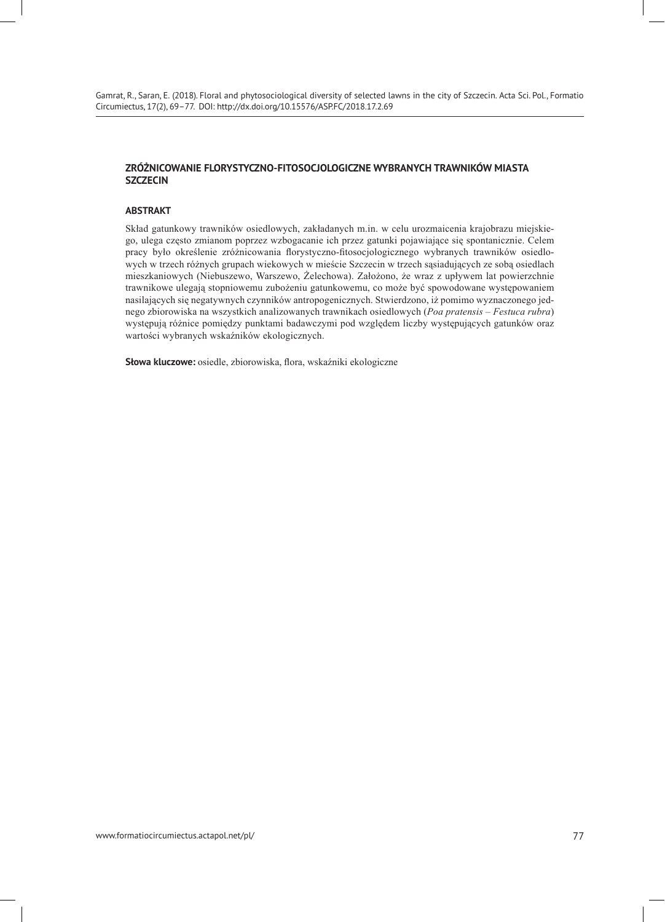## ZRÓŻNICOWANIE FLORYSTYCZNO-FITOSOCJOLOGICZNE WYBRANYCH TRAWNIKÓW MIASTA SZCZECIN

### ABSTRAKT

Skład gatunkowy trawników osiedlowych, zakładanych m.in. w celu urozmaicenia krajobrazu miejskiego, ulega często zmianom poprzez wzbogacanie ich przez gatunki pojawiające się spontanicznie. Celem pracy było określenie zróżnicowania florystyczno-fitosocjologicznego wybranych trawników osiedlowych w trzech różnych grupach wiekowych w mieście Szczecin w trzech sąsiadujących ze sobą osiedlach mieszkaniowych (Niebuszewo, Warszewo, Żelechowa). Założono, że wraz z upływem lat powierzchnie trawnikowe ulegają stopniowemu zubożeniu gatunkowemu, co może być spowodowane występowaniem nasilających się negatywnych czynników antropogenicznych. Stwierdzono, iż pomimo wyznaczonego jednego zbiorowiska na wszystkich analizowanych trawnikach osiedlowych (*Poa pratensis – Festuca rubra*) występują różnice pomiędzy punktami badawczymi pod względem liczby występujących gatunków oraz wartości wybranych wskaźników ekologicznych.

**Słowa kluczowe:** osiedle, zbiorowiska, flora, wskaźniki ekologiczne